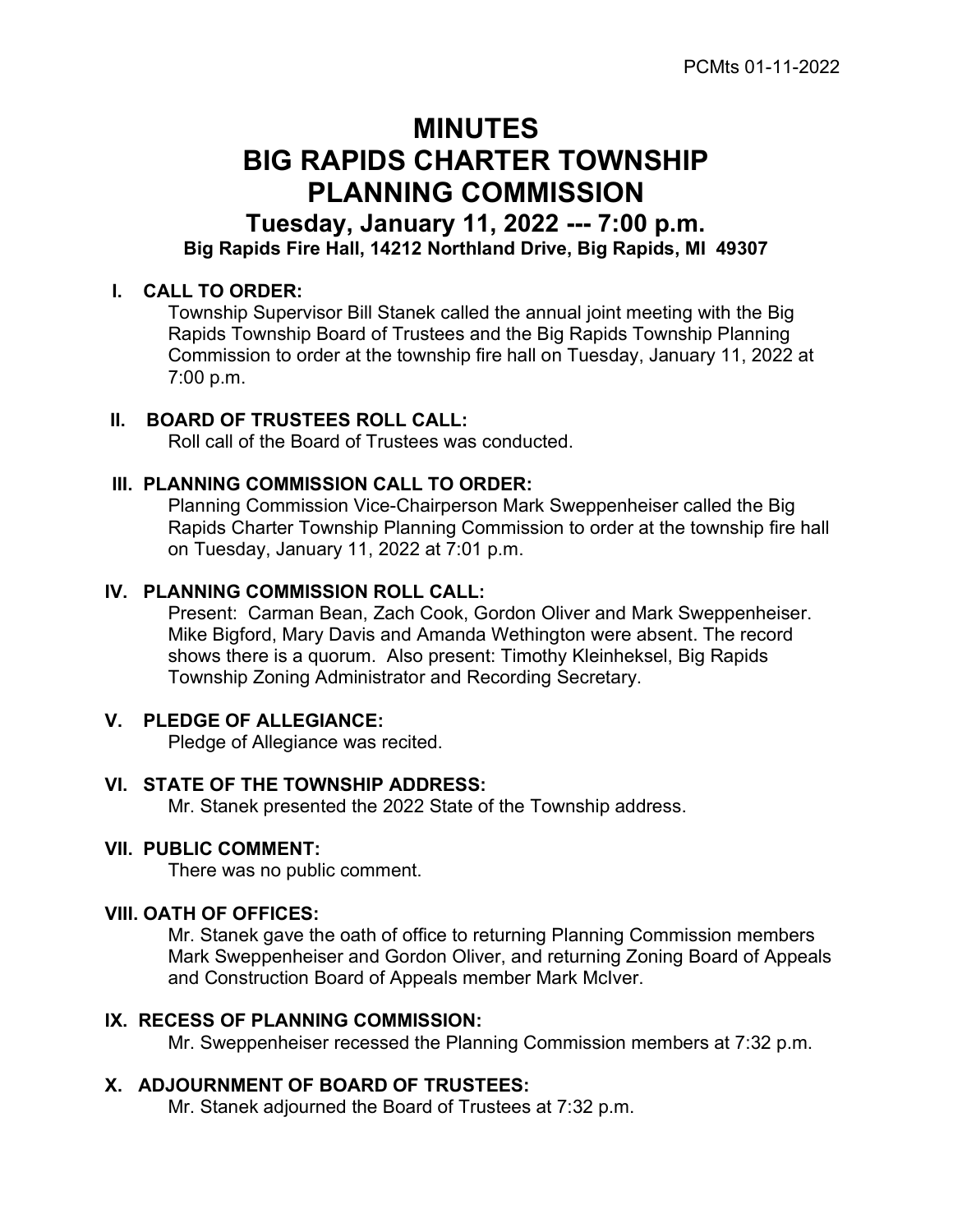# MINUTES
# BIG RAPIDS CHARTER TOWNSHIP
# PLANNING COMMISSION

## Tuesday, January 11, 2022 --- 7:00 p.m.

**Big Rapids Fire Hall, 14212 Northland Drive, Big Rapids, MI 49307**

**I. CALL TO ORDER:**

Township Supervisor Bill Stanek called the annual joint meeting with the Big Rapids Township Board of Trustees and the Big Rapids Township Planning Commission to order at the township fire hall on Tuesday, January 11, 2022 at 7:00 p.m.

**II. BOARD OF TRUSTEES ROLL CALL:**

Roll call of the Board of Trustees was conducted.

**III. PLANNING COMMISSION CALL TO ORDER:**

Planning Commission Vice-Chairperson Mark Sweppenheiser called the Big Rapids Charter Township Planning Commission to order at the township fire hall on Tuesday, January 11, 2022 at 7:01 p.m.

**IV. PLANNING COMMISSION ROLL CALL:**

Present: Carman Bean, Zach Cook, Gordon Oliver and Mark Sweppenheiser. Mike Bigford, Mary Davis and Amanda Wethington were absent. The record shows there is a quorum. Also present: Timothy Kleinheksel, Big Rapids Township Zoning Administrator and Recording Secretary.

**V. PLEDGE OF ALLEGIANCE:**

Pledge of Allegiance was recited.

**VI. STATE OF THE TOWNSHIP ADDRESS:**

Mr. Stanek presented the 2022 State of the Township address.

**VII. PUBLIC COMMENT:**

There was no public comment.

**VIII. OATH OF OFFICES:**

Mr. Stanek gave the oath of office to returning Planning Commission members Mark Sweppenheiser and Gordon Oliver, and returning Zoning Board of Appeals and Construction Board of Appeals member Mark McIver.

**IX. RECESS OF PLANNING COMMISSION:**

Mr. Sweppenheiser recessed the Planning Commission members at 7:32 p.m.

**X. ADJOURNMENT OF BOARD OF TRUSTEES:**

Mr. Stanek adjourned the Board of Trustees at 7:32 p.m.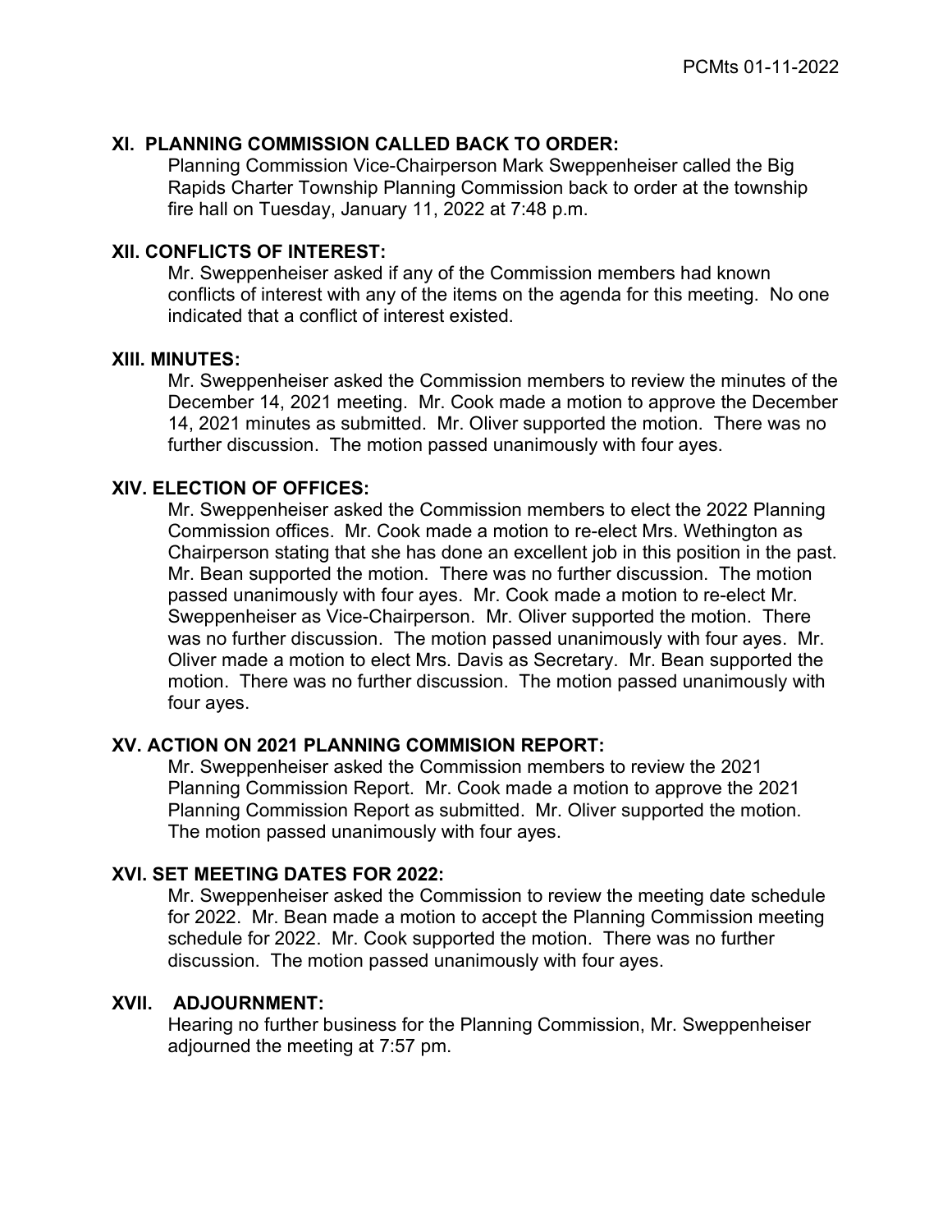## XI. PLANNING COMMISSION CALLED BACK TO ORDER:

Planning Commission Vice-Chairperson Mark Sweppenheiser called the Big Rapids Charter Township Planning Commission back to order at the township fire hall on Tuesday, January 11, 2022 at 7:48 p.m.

## XII. CONFLICTS OF INTEREST:

Mr. Sweppenheiser asked if any of the Commission members had known conflicts of interest with any of the items on the agenda for this meeting. No one indicated that a conflict of interest existed.

## XIII. MINUTES:

Mr. Sweppenheiser asked the Commission members to review the minutes of the December 14, 2021 meeting. Mr. Cook made a motion to approve the December 14, 2021 minutes as submitted. Mr. Oliver supported the motion. There was no further discussion. The motion passed unanimously with four ayes.

## XIV. ELECTION OF OFFICES:

Mr. Sweppenheiser asked the Commission members to elect the 2022 Planning Commission offices. Mr. Cook made a motion to re-elect Mrs. Wethington as Chairperson stating that she has done an excellent job in this position in the past. Mr. Bean supported the motion. There was no further discussion. The motion passed unanimously with four ayes. Mr. Cook made a motion to re-elect Mr. Sweppenheiser as Vice-Chairperson. Mr. Oliver supported the motion. There was no further discussion. The motion passed unanimously with four ayes. Mr. Oliver made a motion to elect Mrs. Davis as Secretary. Mr. Bean supported the motion. There was no further discussion. The motion passed unanimously with four ayes.

## XV. ACTION ON 2021 PLANNING COMMISION REPORT:

Mr. Sweppenheiser asked the Commission members to review the 2021 Planning Commission Report. Mr. Cook made a motion to approve the 2021 Planning Commission Report as submitted. Mr. Oliver supported the motion. The motion passed unanimously with four ayes.

## XVI. SET MEETING DATES FOR 2022:

Mr. Sweppenheiser asked the Commission to review the meeting date schedule for 2022. Mr. Bean made a motion to accept the Planning Commission meeting schedule for 2022. Mr. Cook supported the motion. There was no further discussion. The motion passed unanimously with four ayes.

## XVII. ADJOURNMENT:

Hearing no further business for the Planning Commission, Mr. Sweppenheiser adjourned the meeting at 7:57 pm.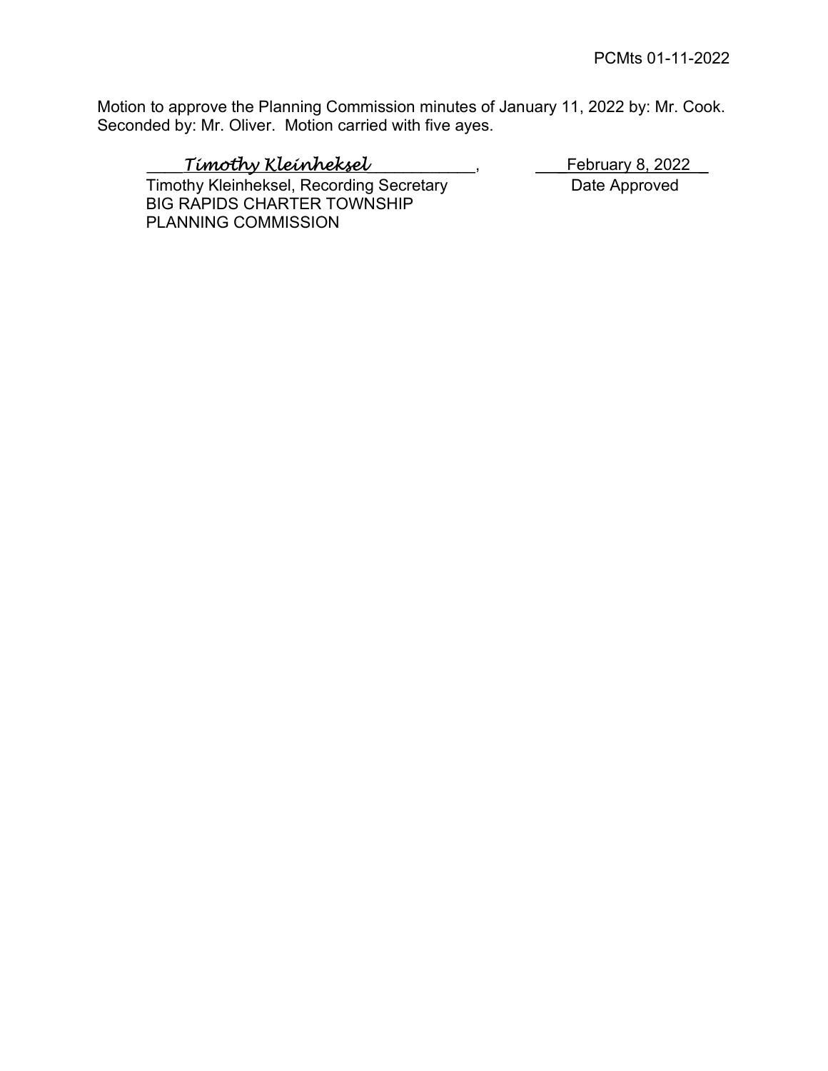Motion to approve the Planning Commission minutes of January 11, 2022 by: Mr. Cook. Seconded by: Mr. Oliver. Motion carried with five ayes.

____*Timothy Kleinheksel*____________, ___February 8, 2022__

Timothy Kleinheksel, Recording Secretary Date Approved
BIG RAPIDS CHARTER TOWNSHIP
PLANNING COMMISSION